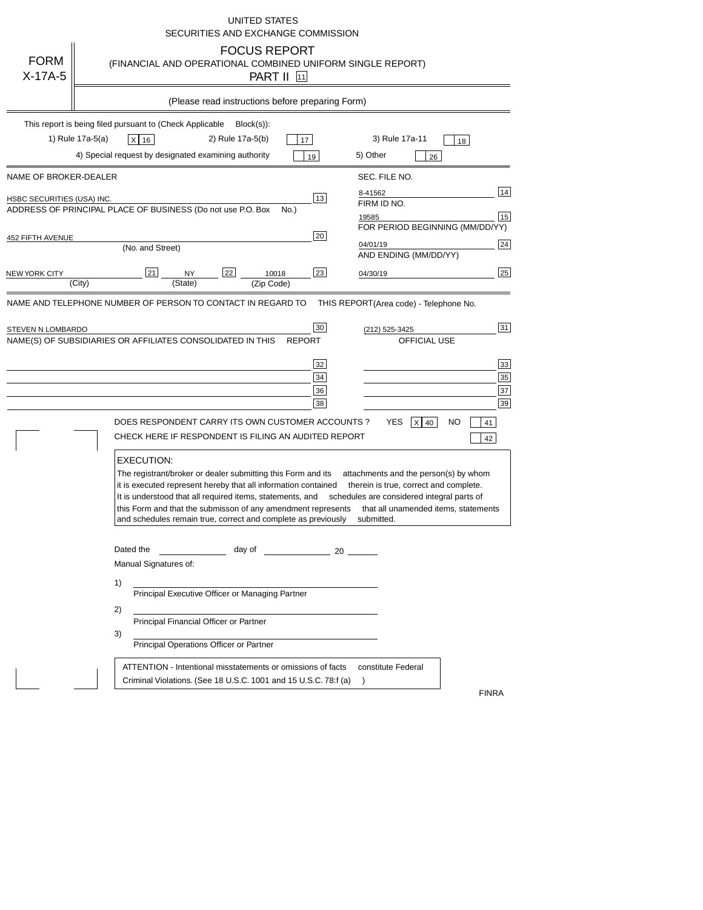UNITED STATES
SECURITIES AND EXCHANGE COMMISSION

FORM X-17A-5

# FOCUS REPORT

(FINANCIAL AND OPERATIONAL COMBINED UNIFORM SINGLE REPORT)

PART II [11]

(Please read instructions before preparing Form)

This report is being filed pursuant to (Check Applicable Block(s)):

1) Rule 17a-5(a) [X] 16   2) Rule 17a-5(b) [ ] 17   3) Rule 17a-11 [ ] 18

4) Special request by designated examining authority [ ] 19   5) Other [ ] 26

| NAME OF BROKER-DEALER | | SEC. FILE NO. | |
|---|---|---|---|
| HSBC SECURITIES (USA) INC. | 13 | 8-41562 | 14 |
| ADDRESS OF PRINCIPAL PLACE OF BUSINESS (Do not use P.O. Box No.) | | FIRM ID NO. | |
| | | 19585 | 15 |
| 452 FIFTH AVENUE (No. and Street) | 20 | FOR PERIOD BEGINNING (MM/DD/YY) | |
| | | 04/01/19 | 24 |
| NEW YORK CITY (City) [21] NY (State) [22] 10018 (Zip Code) | 23 | AND ENDING (MM/DD/YY) | |
| | | 04/30/19 | 25 |

NAME AND TELEPHONE NUMBER OF PERSON TO CONTACT IN REGARD TO THIS REPORT (Area code) - Telephone No.

| | | | |
|---|---|---|---|
| STEVEN N LOMBARDO | 30 | (212) 525-3425 | 31 |

| NAME(S) OF SUBSIDIARIES OR AFFILIATES CONSOLIDATED IN THIS REPORT | | OFFICIAL USE | |
|---|---|---|---|
| | 32 | | 33 |
| | 34 | | 35 |
| | 36 | | 37 |
| | 38 | | 39 |

DOES RESPONDENT CARRY ITS OWN CUSTOMER ACCOUNTS ? YES [X] 40 NO [ ] 41

CHECK HERE IF RESPONDENT IS FILING AN AUDITED REPORT [ ] 42

EXECUTION:

The registrant/broker or dealer submitting this Form and its attachments and the person(s) by whom it is executed represent hereby that all information contained therein is true, correct and complete. It is understood that all required items, statements, and schedules are considered integral parts of this Form and that the submisson of any amendment represents that all unamended items, statements and schedules remain true, correct and complete as previously submitted.

Dated the \_\_\_\_\_\_\_\_ day of \_\_\_\_\_\_\_\_ 20 \_\_\_\_

Manual Signatures of:

1) \_\_\_\_\_\_\_\_\_\_\_\_\_\_\_\_\_\_\_\_\_\_\_\_\_\_\_\_
Principal Executive Officer or Managing Partner

2) \_\_\_\_\_\_\_\_\_\_\_\_\_\_\_\_\_\_\_\_\_\_\_\_\_\_\_\_
Principal Financial Officer or Partner

3) \_\_\_\_\_\_\_\_\_\_\_\_\_\_\_\_\_\_\_\_\_\_\_\_\_\_\_\_
Principal Operations Officer or Partner

ATTENTION - Intentional misstatements or omissions of facts constitute Federal Criminal Violations. (See 18 U.S.C. 1001 and 15 U.S.C. 78:f (a) )

FINRA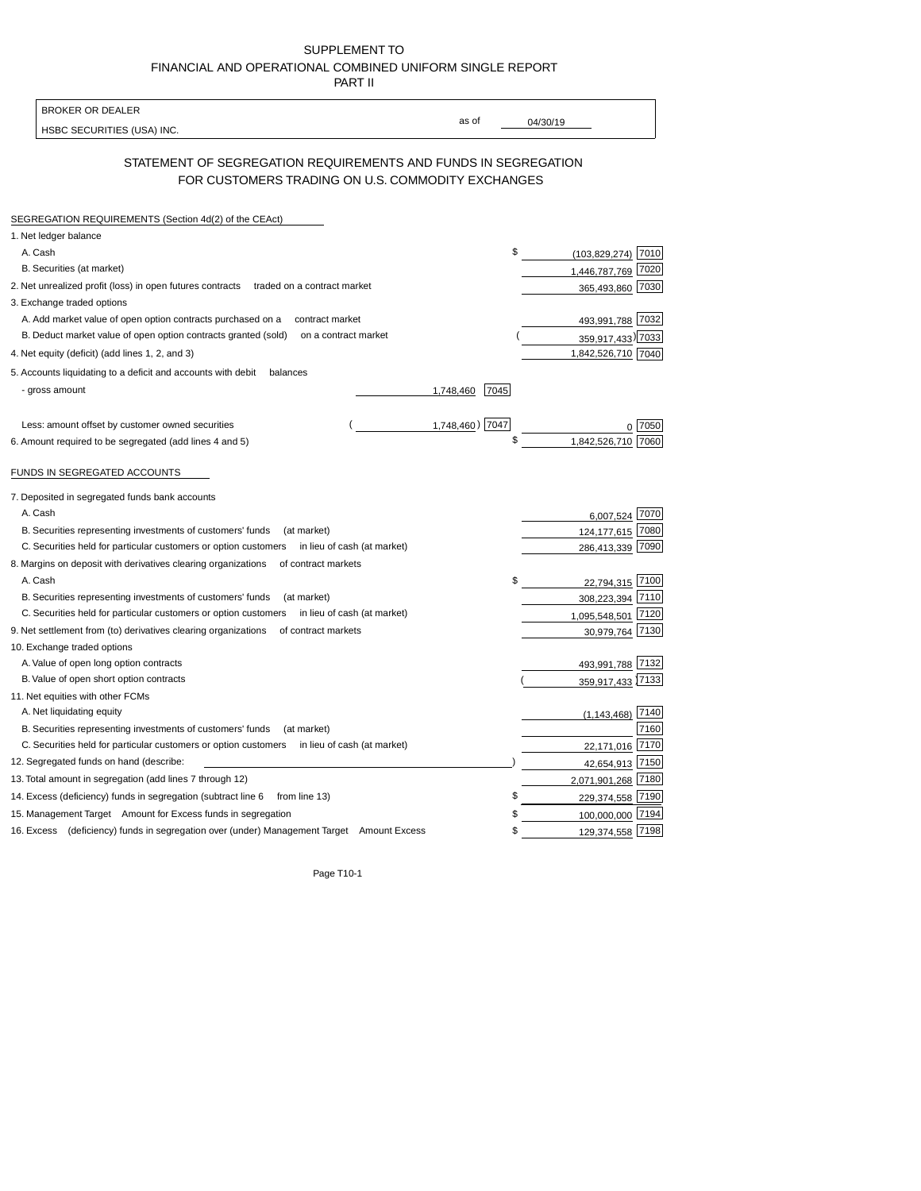SUPPLEMENT TO
FINANCIAL AND OPERATIONAL COMBINED UNIFORM SINGLE REPORT
PART II

| BROKER OR DEALER | as of |
|---|---|
| HSBC SECURITIES (USA) INC. | 04/30/19 |

## STATEMENT OF SEGREGATION REQUIREMENTS AND FUNDS IN SEGREGATION FOR CUSTOMERS TRADING ON U.S. COMMODITY EXCHANGES

SEGREGATION REQUIREMENTS (Section 4d(2) of the CEAct)

| Item | | | Amount | Code |
|---|---|---|---|---|
| 1. Net ledger balance | | | | |
| A. Cash | | | $ (103,829,274) | 7010 |
| B. Securities (at market) | | | 1,446,787,769 | 7020 |
| 2. Net unrealized profit (loss) in open futures contracts traded on a contract market | | | 365,493,860 | 7030 |
| 3. Exchange traded options | | | | |
| A. Add market value of open option contracts purchased on a contract market | | | 493,991,788 | 7032 |
| B. Deduct market value of open option contracts granted (sold) on a contract market | | | (359,917,433) | 7033 |
| 4. Net equity (deficit) (add lines 1, 2, and 3) | | | 1,842,526,710 | 7040 |
| 5. Accounts liquidating to a deficit and accounts with debit balances | | | | |
| - gross amount | 1,748,460 | 7045 | | |
| Less: amount offset by customer owned securities | (1,748,460) | 7047 | 0 | 7050 |
| 6. Amount required to be segregated (add lines 4 and 5) | | | $ 1,842,526,710 | 7060 |

FUNDS IN SEGREGATED ACCOUNTS

| Item | Amount | Code |
|---|---|---|
| 7. Deposited in segregated funds bank accounts | | |
| A. Cash | 6,007,524 | 7070 |
| B. Securities representing investments of customers' funds (at market) | 124,177,615 | 7080 |
| C. Securities held for particular customers or option customers in lieu of cash (at market) | 286,413,339 | 7090 |
| 8. Margins on deposit with derivatives clearing organizations of contract markets | | |
| A. Cash | $ 22,794,315 | 7100 |
| B. Securities representing investments of customers' funds (at market) | 308,223,394 | 7110 |
| C. Securities held for particular customers or option customers in lieu of cash (at market) | 1,095,548,501 | 7120 |
| 9. Net settlement from (to) derivatives clearing organizations of contract markets | 30,979,764 | 7130 |
| 10. Exchange traded options | | |
| A. Value of open long option contracts | 493,991,788 | 7132 |
| B. Value of open short option contracts | (359,917,433) | 7133 |
| 11. Net equities with other FCMs | | |
| A. Net liquidating equity | (1,143,468) | 7140 |
| B. Securities representing investments of customers' funds (at market) | | 7160 |
| C. Securities held for particular customers or option customers in lieu of cash (at market) | 22,171,016 | 7170 |
| 12. Segregated funds on hand (describe: ) | 42,654,913 | 7150 |
| 13. Total amount in segregation (add lines 7 through 12) | 2,071,901,268 | 7180 |
| 14. Excess (deficiency) funds in segregation (subtract line 6 from line 13) | $ 229,374,558 | 7190 |
| 15. Management Target Amount for Excess funds in segregation | $ 100,000,000 | 7194 |
| 16. Excess (deficiency) funds in segregation over (under) Management Target Amount Excess | $ 129,374,558 | 7198 |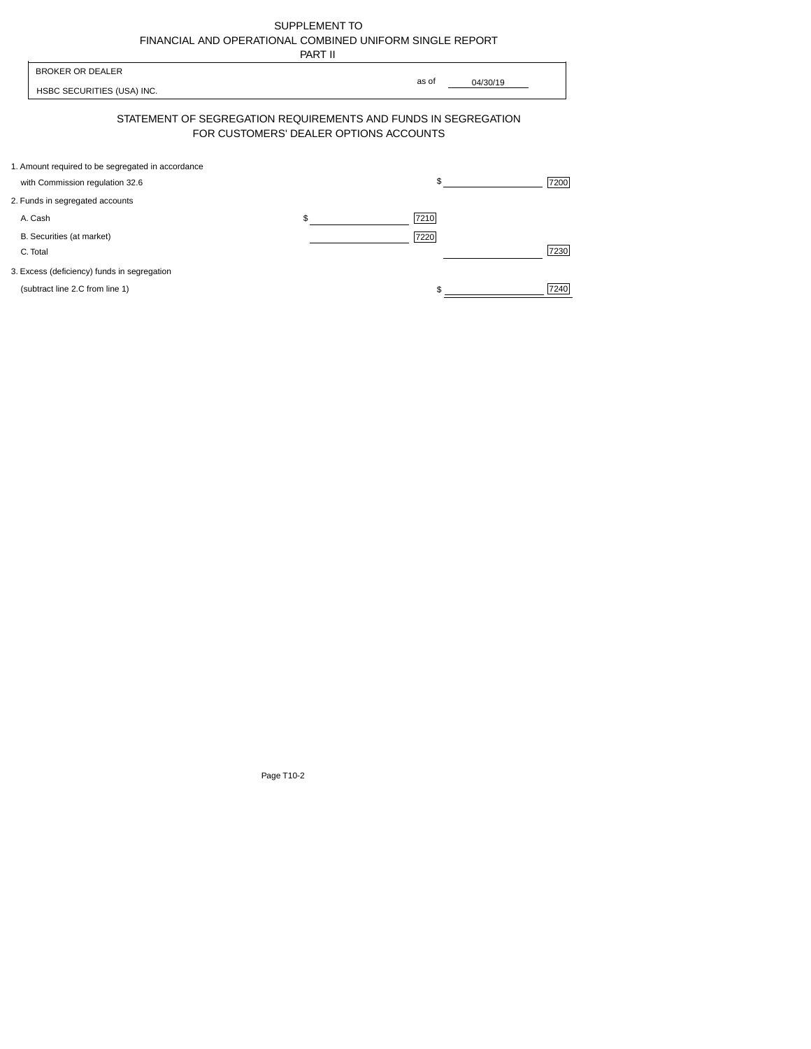SUPPLEMENT TO
FINANCIAL AND OPERATIONAL COMBINED UNIFORM SINGLE REPORT
PART II

| BROKER OR DEALER | |
|---|---|
| HSBC SECURITIES (USA) INC. | as of 04/30/19 |

## STATEMENT OF SEGREGATION REQUIREMENTS AND FUNDS IN SEGREGATION FOR CUSTOMERS' DEALER OPTIONS ACCOUNTS

| | | | | |
|---|---|---|---|---|
| 1. Amount required to be segregated in accordance with Commission regulation 32.6 | | | $ | 7200 |
| 2. Funds in segregated accounts | | | | |
| A. Cash | $ | 7210 | | |
| B. Securities (at market) | | 7220 | | |
| C. Total | | | | 7230 |
| 3. Excess (deficiency) funds in segregation (subtract line 2.C from line 1) | | | $ | 7240 |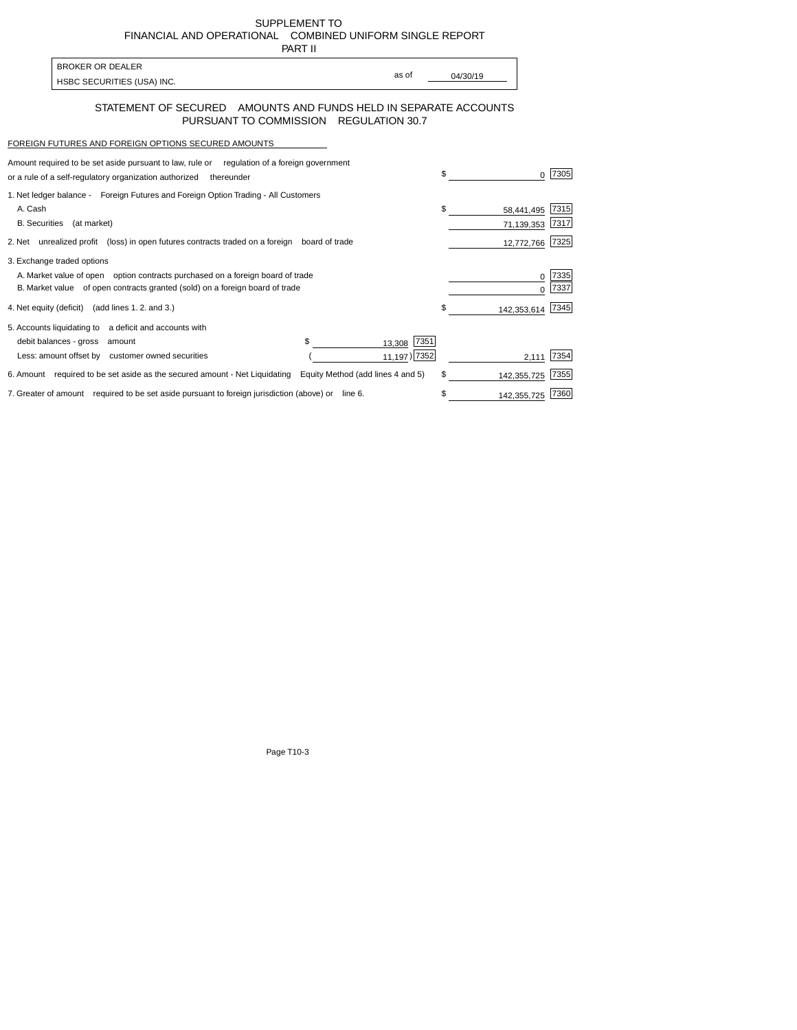SUPPLEMENT TO
FINANCIAL AND OPERATIONAL COMBINED UNIFORM SINGLE REPORT
PART II

| BROKER OR DEALER | | |
|---|---|---|
| HSBC SECURITIES (USA) INC. | as of | 04/30/19 |

## STATEMENT OF SECURED AMOUNTS AND FUNDS HELD IN SEPARATE ACCOUNTS PURSUANT TO COMMISSION REGULATION 30.7

FOREIGN FUTURES AND FOREIGN OPTIONS SECURED AMOUNTS

| Description | | | Amount | Code |
|---|---|---|---|---|
| Amount required to be set aside pursuant to law, rule or regulation of a foreign government or a rule of a self-regulatory organization authorized thereunder | | | $ 0 | 7305 |
| 1. Net ledger balance - Foreign Futures and Foreign Option Trading - All Customers | | | | |
| A. Cash | | | $ 58,441,495 | 7315 |
| B. Securities (at market) | | | 71,139,353 | 7317 |
| 2. Net unrealized profit (loss) in open futures contracts traded on a foreign board of trade | | | 12,772,766 | 7325 |
| 3. Exchange traded options | | | | |
| A. Market value of open option contracts purchased on a foreign board of trade | | | 0 | 7335 |
| B. Market value of open contracts granted (sold) on a foreign board of trade | | | 0 | 7337 |
| 4. Net equity (deficit) (add lines 1. 2. and 3.) | | | $ 142,353,614 | 7345 |
| 5. Accounts liquidating to a deficit and accounts with | | | | |
| debit balances - gross amount | $ 13,308 | 7351 | | |
| Less: amount offset by customer owned securities | ( 11,197 ) | 7352 | 2,111 | 7354 |
| 6. Amount required to be set aside as the secured amount - Net Liquidating Equity Method (add lines 4 and 5) | | | $ 142,355,725 | 7355 |
| 7. Greater of amount required to be set aside pursuant to foreign jurisdiction (above) or line 6. | | | $ 142,355,725 | 7360 |

Page T10-3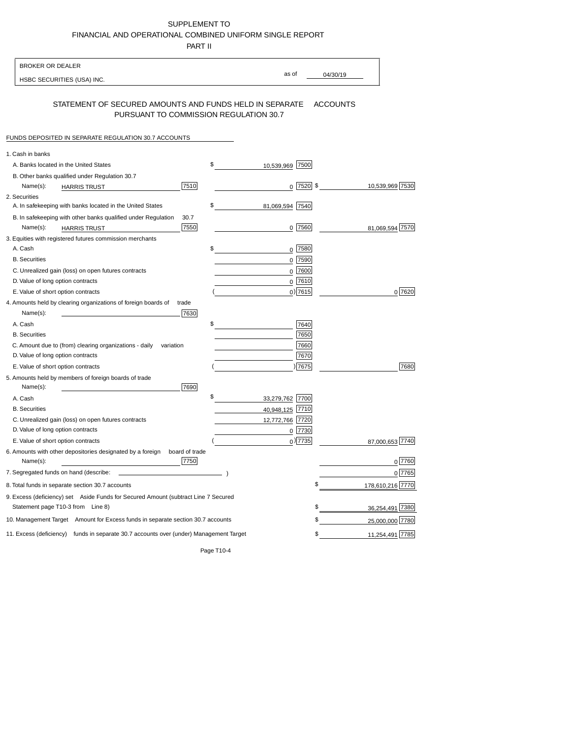SUPPLEMENT TO
FINANCIAL AND OPERATIONAL COMBINED UNIFORM SINGLE REPORT
PART II

| BROKER OR DEALER | | |
|---|---|---|
| HSBC SECURITIES (USA) INC. | as of | 04/30/19 |

## STATEMENT OF SECURED AMOUNTS AND FUNDS HELD IN SEPARATE ACCOUNTS PURSUANT TO COMMISSION REGULATION 30.7

FUNDS DEPOSITED IN SEPARATE REGULATION 30.7 ACCOUNTS

| | | | |
|---|---|---|---|
| 1. Cash in banks | | | |
| A. Banks located in the United States | | $ 10,539,969 [7500] | |
| B. Other banks qualified under Regulation 30.7 | | | |
| Name(s): HARRIS TRUST | [7510] | 0 [7520] | $ 10,539,969 [7530] |
| 2. Securities | | | |
| A. In safekeeping with banks located in the United States | | $ 81,069,594 [7540] | |
| B. In safekeeping with other banks qualified under Regulation 30.7 | | | |
| Name(s): HARRIS TRUST | [7550] | 0 [7560] | 81,069,594 [7570] |
| 3. Equities with registered futures commission merchants | | | |
| A. Cash | | $ 0 [7580] | |
| B. Securities | | 0 [7590] | |
| C. Unrealized gain (loss) on open futures contracts | | 0 [7600] | |
| D. Value of long option contracts | | 0 [7610] | |
| E. Value of short option contracts | | ( 0 ) [7615] | 0 [7620] |
| 4. Amounts held by clearing organizations of foreign boards of trade | | | |
| Name(s): | [7630] | | |
| A. Cash | | $ [7640] | |
| B. Securities | | [7650] | |
| C. Amount due to (from) clearing organizations - daily variation | | [7660] | |
| D. Value of long option contracts | | [7670] | |
| E. Value of short option contracts | | ( ) [7675] | [7680] |
| 5. Amounts held by members of foreign boards of trade | | | |
| Name(s): | [7690] | | |
| A. Cash | | $ 33,279,762 [7700] | |
| B. Securities | | 40,948,125 [7710] | |
| C. Unrealized gain (loss) on open futures contracts | | 12,772,766 [7720] | |
| D. Value of long option contracts | | 0 [7730] | |
| E. Value of short option contracts | | ( 0 ) [7735] | 87,000,653 [7740] |
| 6. Amounts with other depositories designated by a foreign board of trade | | | |
| Name(s): | [7750] | | 0 [7760] |
| 7. Segregated funds on hand (describe: ) | | | 0 [7765] |
| 8. Total funds in separate section 30.7 accounts | | | $ 178,610,216 [7770] |
| 9. Excess (deficiency) set Aside Funds for Secured Amount (subtract Line 7 Secured Statement page T10-3 from Line 8) | | | $ 36,254,491 [7380] |
| 10. Management Target Amount for Excess funds in separate section 30.7 accounts | | | $ 25,000,000 [7780] |
| 11. Excess (deficiency) funds in separate 30.7 accounts over (under) Management Target | | | $ 11,254,491 [7785] |

Page T10-4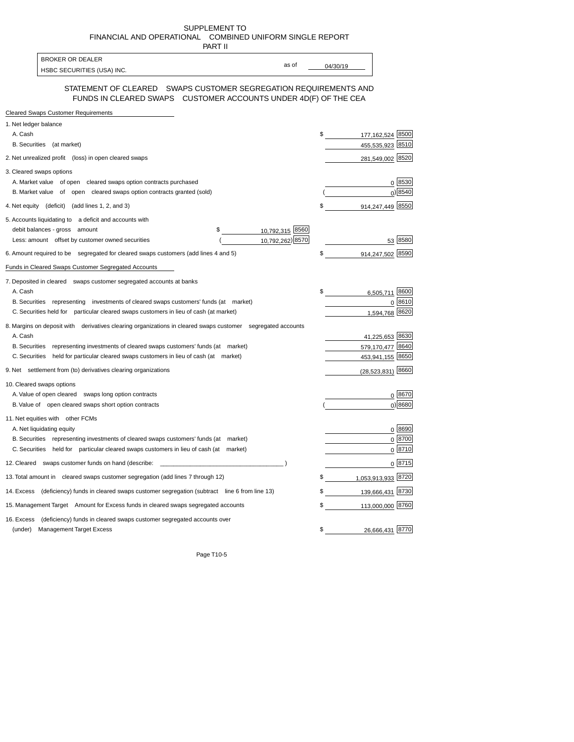# SUPPLEMENT TO FINANCIAL AND OPERATIONAL COMBINED UNIFORM SINGLE REPORT PART II

| BROKER OR DEALER | as of |
|---|---|
| HSBC SECURITIES (USA) INC. | 04/30/19 |

## STATEMENT OF CLEARED SWAPS CUSTOMER SEGREGATION REQUIREMENTS AND FUNDS IN CLEARED SWAPS CUSTOMER ACCOUNTS UNDER 4D(F) OF THE CEA

**Cleared Swaps Customer Requirements**

| Item | | | Amount | Code |
|---|---|---|---|---|
| 1. Net ledger balance | | | | |
| A. Cash | | | $ 177,162,524 | 8500 |
| B. Securities (at market) | | | 455,535,923 | 8510 |
| 2. Net unrealized profit (loss) in open cleared swaps | | | 281,549,002 | 8520 |
| 3. Cleared swaps options | | | | |
| A. Market value of open cleared swaps option contracts purchased | | | 0 | 8530 |
| B. Market value of open cleared swaps option contracts granted (sold) | | | ( 0) | 8540 |
| 4. Net equity (deficit) (add lines 1, 2, and 3) | | | $ 914,247,449 | 8550 |
| 5. Accounts liquidating to a deficit and accounts with debit balances - gross amount | $ 10,792,315 | 8560 | | |
| Less: amount offset by customer owned securities | ( 10,792,262) | 8570 | 53 | 8580 |
| 6. Amount required to be segregated for cleared swaps customers (add lines 4 and 5) | | | $ 914,247,502 | 8590 |

**Funds in Cleared Swaps Customer Segregated Accounts**

| Item | Amount | Code |
|---|---|---|
| 7. Deposited in cleared swaps customer segregated accounts at banks | | |
| A. Cash | $ 6,505,711 | 8600 |
| B. Securities representing investments of cleared swaps customers' funds (at market) | 0 | 8610 |
| C. Securities held for particular cleared swaps customers in lieu of cash (at market) | 1,594,768 | 8620 |
| 8. Margins on deposit with derivatives clearing organizations in cleared swaps customer segregated accounts | | |
| A. Cash | 41,225,653 | 8630 |
| B. Securities representing investments of cleared swaps customers' funds (at market) | 579,170,477 | 8640 |
| C. Securities held for particular cleared swaps customers in lieu of cash (at market) | 453,941,155 | 8650 |
| 9. Net settlement from (to) derivatives clearing organizations | (28,523,831) | 8660 |
| 10. Cleared swaps options | | |
| A. Value of open cleared swaps long option contracts | 0 | 8670 |
| B. Value of open cleared swaps short option contracts | ( 0) | 8680 |
| 11. Net equities with other FCMs | | |
| A. Net liquidating equity | 0 | 8690 |
| B. Securities representing investments of cleared swaps customers' funds (at market) | 0 | 8700 |
| C. Securities held for particular cleared swaps customers in lieu of cash (at market) | 0 | 8710 |
| 12. Cleared swaps customer funds on hand (describe: ____________________________________ ) | 0 | 8715 |
| 13. Total amount in cleared swaps customer segregation (add lines 7 through 12) | $ 1,053,913,933 | 8720 |
| 14. Excess (deficiency) funds in cleared swaps customer segregation (subtract line 6 from line 13) | $ 139,666,431 | 8730 |
| 15. Management Target Amount for Excess funds in cleared swaps segregated accounts | $ 113,000,000 | 8760 |
| 16. Excess (deficiency) funds in cleared swaps customer segregated accounts over (under) Management Target Excess | $ 26,666,431 | 8770 |

Page T10-5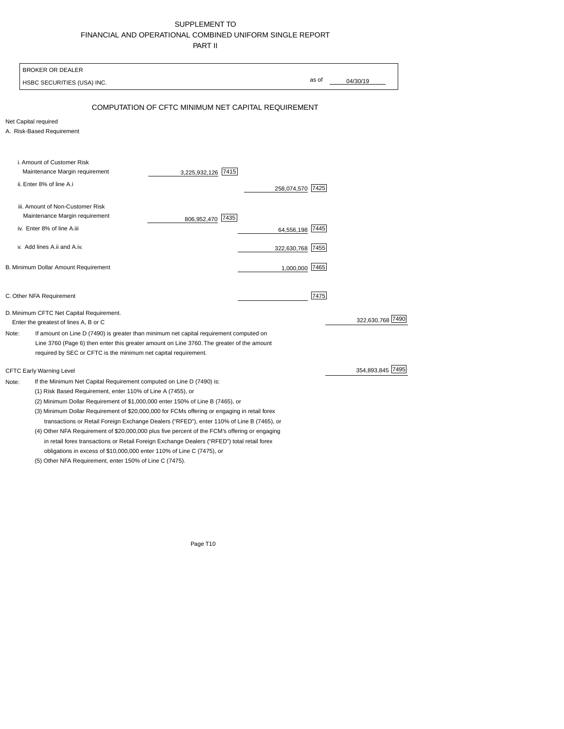# SUPPLEMENT TO
# FINANCIAL AND OPERATIONAL COMBINED UNIFORM SINGLE REPORT
# PART II

| | |
|---|---|
| BROKER OR DEALER | |
| HSBC SECURITIES (USA) INC. | as of 04/30/19 |

## COMPUTATION OF CFTC MINIMUM NET CAPITAL REQUIREMENT

Net Capital required

A. Risk-Based Requirement

| | | | |
|---|---|---|---|
| i. Amount of Customer Risk Maintenance Margin requirement | 3,225,932,126 [7415] | | |
| ii. Enter 8% of line A.i | | 258,074,570 [7425] | |
| iii. Amount of Non-Customer Risk Maintenance Margin requirement | 806,952,470 [7435] | | |
| iv. Enter 8% of line A.iii | | 64,556,198 [7445] | |
| v. Add lines A.ii and A.iv. | | 322,630,768 [7455] | |
| B. Minimum Dollar Amount Requirement | | 1,000,000 [7465] | |
| C. Other NFA Requirement | | [7475] | |
| D. Minimum CFTC Net Capital Requirement. Enter the greatest of lines A, B or C | | | 322,630,768 [7490] |

Note: If amount on Line D (7490) is greater than minimum net capital requirement computed on Line 3760 (Page 6) then enter this greater amount on Line 3760. The greater of the amount required by SEC or CFTC is the minimum net capital requirement.

CFTC Early Warning Level 354,893,845 [7495]

Note: If the Minimum Net Capital Requirement computed on Line D (7490) is:

(1) Risk Based Requirement, enter 110% of Line A (7455), or

(2) Minimum Dollar Requirement of $1,000,000 enter 150% of Line B (7465), or

(3) Minimum Dollar Requirement of $20,000,000 for FCMs offering or engaging in retail forex transactions or Retail Foreign Exchange Dealers ("RFED"), enter 110% of Line B (7465), or

(4) Other NFA Requirement of $20,000,000 plus five percent of the FCM's offering or engaging in retail forex transactions or Retail Foreign Exchange Dealers ("RFED") total retail forex obligations in excess of $10,000,000 enter 110% of Line C (7475), or

(5) Other NFA Requirement, enter 150% of Line C (7475).